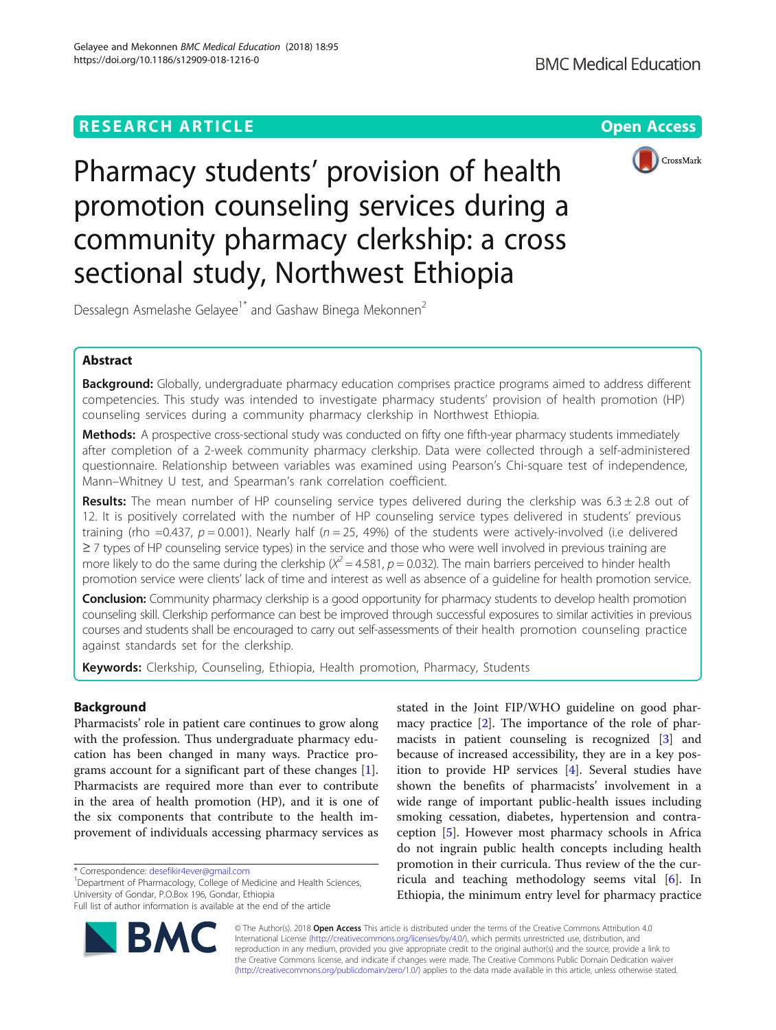# RESEARCH ARTICLE

# Pharmacy students' provision of health promotion counseling services during a community pharmacy clerkship: a cross sectional study, Northwest Ethiopia

Dessalegn Asmelashe Gelayee[1*] and Gashaw Binega Mekonnen[2]

## Abstract

**Background:** Globally, undergraduate pharmacy education comprises practice programs aimed to address different competencies. This study was intended to investigate pharmacy students' provision of health promotion (HP) counseling services during a community pharmacy clerkship in Northwest Ethiopia.

**Methods:** A prospective cross-sectional study was conducted on fifty one fifth-year pharmacy students immediately after completion of a 2-week community pharmacy clerkship. Data were collected through a self-administered questionnaire. Relationship between variables was examined using Pearson's Chi-square test of independence, Mann–Whitney U test, and Spearman's rank correlation coefficient.

**Results:** The mean number of HP counseling service types delivered during the clerkship was 6.3 ± 2.8 out of 12. It is positively correlated with the number of HP counseling service types delivered in students' previous training (rho =0.437, $p = 0.001$). Nearly half ($n = 25$, 49%) of the students were actively-involved (i.e delivered ≥ 7 types of HP counseling service types) in the service and those who were well involved in previous training are more likely to do the same during the clerkship ($X^2 = 4.581$, $p = 0.032$). The main barriers perceived to hinder health promotion service were clients' lack of time and interest as well as absence of a guideline for health promotion service.

**Conclusion:** Community pharmacy clerkship is a good opportunity for pharmacy students to develop health promotion counseling skill. Clerkship performance can best be improved through successful exposures to similar activities in previous courses and students shall be encouraged to carry out self-assessments of their health promotion counseling practice against standards set for the clerkship.

**Keywords:** Clerkship, Counseling, Ethiopia, Health promotion, Pharmacy, Students

## Background

Pharmacists' role in patient care continues to grow along with the profession. Thus undergraduate pharmacy education has been changed in many ways. Practice programs account for a significant part of these changes [1]. Pharmacists are required more than ever to contribute in the area of health promotion (HP), and it is one of the six components that contribute to the health improvement of individuals accessing pharmacy services as stated in the Joint FIP/WHO guideline on good pharmacy practice [2]. The importance of the role of pharmacists in patient counseling is recognized [3] and because of increased accessibility, they are in a key position to provide HP services [4]. Several studies have shown the benefits of pharmacists' involvement in a wide range of important public-health issues including smoking cessation, diabetes, hypertension and contraception [5]. However most pharmacy schools in Africa do not ingrain public health concepts including health promotion in their curricula. Thus review of the the curricula and teaching methodology seems vital [6]. In Ethiopia, the minimum entry level for pharmacy practice

\* Correspondence: desefikir4ever@gmail.com
[1]Department of Pharmacology, College of Medicine and Health Sciences, University of Gondar, P.O.Box 196, Gondar, Ethiopia
Full list of author information is available at the end of the article

© The Author(s). 2018 **Open Access** This article is distributed under the terms of the Creative Commons Attribution 4.0 International License (http://creativecommons.org/licenses/by/4.0/), which permits unrestricted use, distribution, and reproduction in any medium, provided you give appropriate credit to the original author(s) and the source, provide a link to the Creative Commons license, and indicate if changes were made. The Creative Commons Public Domain Dedication waiver (http://creativecommons.org/publicdomain/zero/1.0/) applies to the data made available in this article, unless otherwise stated.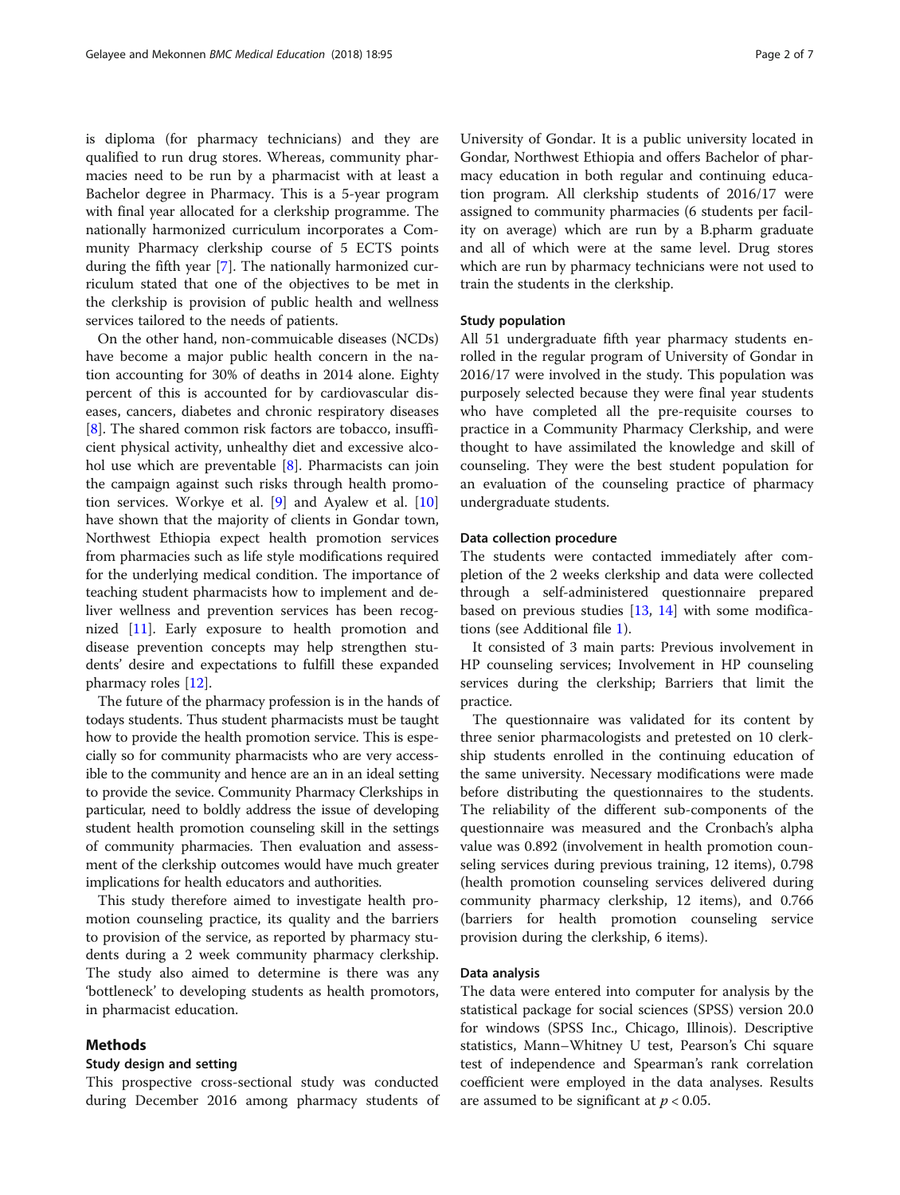is diploma (for pharmacy technicians) and they are qualified to run drug stores. Whereas, community pharmacies need to be run by a pharmacist with at least a Bachelor degree in Pharmacy. This is a 5-year program with final year allocated for a clerkship programme. The nationally harmonized curriculum incorporates a Community Pharmacy clerkship course of 5 ECTS points during the fifth year [7]. The nationally harmonized curriculum stated that one of the objectives to be met in the clerkship is provision of public health and wellness services tailored to the needs of patients.

On the other hand, non-commuicable diseases (NCDs) have become a major public health concern in the nation accounting for 30% of deaths in 2014 alone. Eighty percent of this is accounted for by cardiovascular diseases, cancers, diabetes and chronic respiratory diseases [8]. The shared common risk factors are tobacco, insufficient physical activity, unhealthy diet and excessive alcohol use which are preventable [8]. Pharmacists can join the campaign against such risks through health promotion services. Workye et al. [9] and Ayalew et al. [10] have shown that the majority of clients in Gondar town, Northwest Ethiopia expect health promotion services from pharmacies such as life style modifications required for the underlying medical condition. The importance of teaching student pharmacists how to implement and deliver wellness and prevention services has been recognized [11]. Early exposure to health promotion and disease prevention concepts may help strengthen students' desire and expectations to fulfill these expanded pharmacy roles [12].

The future of the pharmacy profession is in the hands of todays students. Thus student pharmacists must be taught how to provide the health promotion service. This is especially so for community pharmacists who are very accessible to the community and hence are an in an ideal setting to provide the sevice. Community Pharmacy Clerkships in particular, need to boldly address the issue of developing student health promotion counseling skill in the settings of community pharmacies. Then evaluation and assessment of the clerkship outcomes would have much greater implications for health educators and authorities.

This study therefore aimed to investigate health promotion counseling practice, its quality and the barriers to provision of the service, as reported by pharmacy students during a 2 week community pharmacy clerkship. The study also aimed to determine is there was any 'bottleneck' to developing students as health promotors, in pharmacist education.

## Methods

### Study design and setting

This prospective cross-sectional study was conducted during December 2016 among pharmacy students of University of Gondar. It is a public university located in Gondar, Northwest Ethiopia and offers Bachelor of pharmacy education in both regular and continuing education program. All clerkship students of 2016/17 were assigned to community pharmacies (6 students per facility on average) which are run by a B.pharm graduate and all of which were at the same level. Drug stores which are run by pharmacy technicians were not used to train the students in the clerkship.

### Study population

All 51 undergraduate fifth year pharmacy students enrolled in the regular program of University of Gondar in 2016/17 were involved in the study. This population was purposely selected because they were final year students who have completed all the pre-requisite courses to practice in a Community Pharmacy Clerkship, and were thought to have assimilated the knowledge and skill of counseling. They were the best student population for an evaluation of the counseling practice of pharmacy undergraduate students.

### Data collection procedure

The students were contacted immediately after completion of the 2 weeks clerkship and data were collected through a self-administered questionnaire prepared based on previous studies [13, 14] with some modifications (see Additional file 1).

It consisted of 3 main parts: Previous involvement in HP counseling services; Involvement in HP counseling services during the clerkship; Barriers that limit the practice.

The questionnaire was validated for its content by three senior pharmacologists and pretested on 10 clerkship students enrolled in the continuing education of the same university. Necessary modifications were made before distributing the questionnaires to the students. The reliability of the different sub-components of the questionnaire was measured and the Cronbach's alpha value was 0.892 (involvement in health promotion counseling services during previous training, 12 items), 0.798 (health promotion counseling services delivered during community pharmacy clerkship, 12 items), and 0.766 (barriers for health promotion counseling service provision during the clerkship, 6 items).

### Data analysis

The data were entered into computer for analysis by the statistical package for social sciences (SPSS) version 20.0 for windows (SPSS Inc., Chicago, Illinois). Descriptive statistics, Mann–Whitney U test, Pearson's Chi square test of independence and Spearman's rank correlation coefficient were employed in the data analyses. Results are assumed to be significant at $p < 0.05$.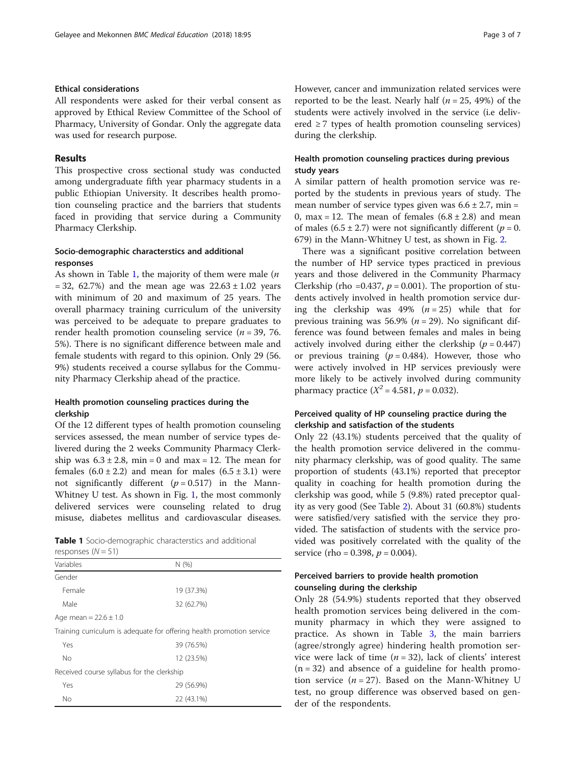### Ethical considerations

All respondents were asked for their verbal consent as approved by Ethical Review Committee of the School of Pharmacy, University of Gondar. Only the aggregate data was used for research purpose.

## Results

This prospective cross sectional study was conducted among undergraduate fifth year pharmacy students in a public Ethiopian University. It describes health promotion counseling practice and the barriers that students faced in providing that service during a Community Pharmacy Clerkship.

### Socio-demographic characterstics and additional responses

As shown in Table 1, the majority of them were male ($n = 32$, 62.7%) and the mean age was $22.63 \pm 1.02$ years with minimum of 20 and maximum of 25 years. The overall pharmacy training curriculum of the university was perceived to be adequate to prepare graduates to render health promotion counseling service ($n = 39$, 76. 5%). There is no significant difference between male and female students with regard to this opinion. Only 29 (56. 9%) students received a course syllabus for the Community Pharmacy Clerkship ahead of the practice.

### Health promotion counseling practices during the clerkship

Of the 12 different types of health promotion counseling services assessed, the mean number of service types delivered during the 2 weeks Community Pharmacy Clerkship was $6.3 \pm 2.8$, min = 0 and max = 12. The mean for females ($6.0 \pm 2.2$) and mean for males ($6.5 \pm 3.1$) were not significantly different ($p = 0.517$) in the Mann-Whitney U test. As shown in Fig. 1, the most commonly delivered services were counseling related to drug misuse, diabetes mellitus and cardiovascular diseases. However, cancer and immunization related services were reported to be the least. Nearly half ($n = 25$, 49%) of the students were actively involved in the service (i.e delivered $\geq 7$ types of health promotion counseling services) during the clerkship.

**Table 1** Socio-demographic characterstics and additional responses ($N = 51$)

| Variables | N (%) |
|---|---|
| Gender | |
| Female | 19 (37.3%) |
| Male | 32 (62.7%) |
| Age mean = $22.6 \pm 1.0$ | |
| Training curriculum is adequate for offering health promotion service | |
| Yes | 39 (76.5%) |
| No | 12 (23.5%) |
| Received course syllabus for the clerkship | |
| Yes | 29 (56.9%) |
| No | 22 (43.1%) |

### Health promotion counseling practices during previous study years

A similar pattern of health promotion service was reported by the students in previous years of study. The mean number of service types given was $6.6 \pm 2.7$, min = 0, max = 12. The mean of females ($6.8 \pm 2.8$) and mean of males ($6.5 \pm 2.7$) were not significantly different ($p = 0.$ 679) in the Mann-Whitney U test, as shown in Fig. 2.

There was a significant positive correlation between the number of HP service types practiced in previous years and those delivered in the Community Pharmacy Clerkship (rho =0.437, $p = 0.001$). The proportion of students actively involved in health promotion service during the clerkship was 49% ($n = 25$) while that for previous training was 56.9% ($n = 29$). No significant difference was found between females and males in being actively involved during either the clerkship ($p = 0.447$) or previous training ($p = 0.484$). However, those who were actively involved in HP services previously were more likely to be actively involved during community pharmacy practice ($X^2 = 4.581$, $p = 0.032$).

### Perceived quality of HP counseling practice during the clerkship and satisfaction of the students

Only 22 (43.1%) students perceived that the quality of the health promotion service delivered in the community pharmacy clerkship, was of good quality. The same proportion of students (43.1%) reported that preceptor quality in coaching for health promotion during the clerkship was good, while 5 (9.8%) rated preceptor quality as very good (See Table 2). About 31 (60.8%) students were satisfied/very satisfied with the service they provided. The satisfaction of students with the service provided was positively correlated with the quality of the service (rho = 0.398, $p = 0.004$).

### Perceived barriers to provide health promotion counseling during the clerkship

Only 28 (54.9%) students reported that they observed health promotion services being delivered in the community pharmacy in which they were assigned to practice. As shown in Table 3, the main barriers (agree/strongly agree) hindering health promotion service were lack of time ($n = 32$), lack of clients' interest ($n = 32$) and absence of a guideline for health promotion service ($n = 27$). Based on the Mann-Whitney U test, no group difference was observed based on gender of the respondents.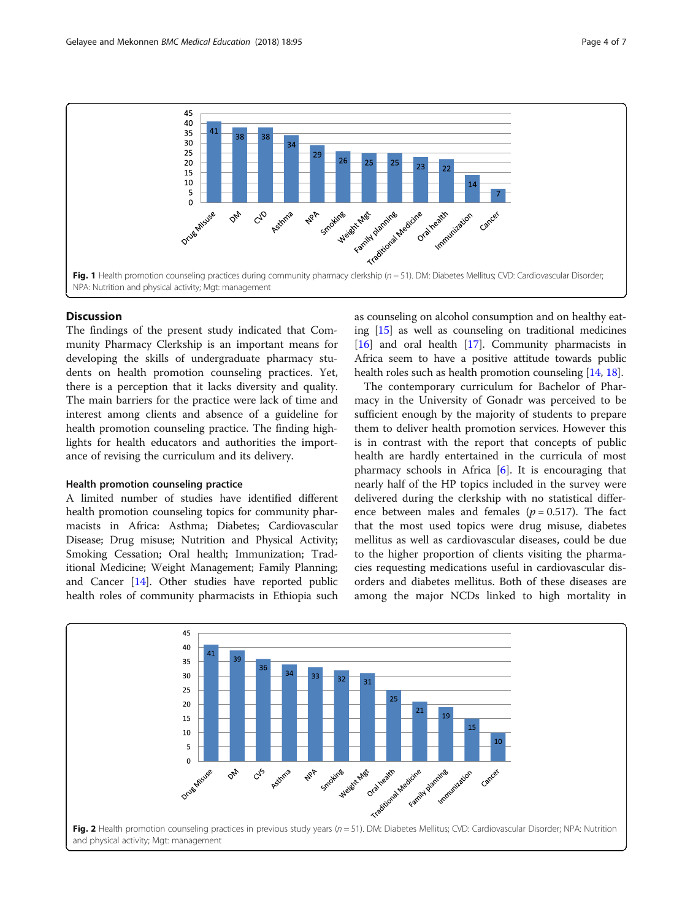Fig. 1 Health promotion counseling practices during community pharmacy clerkship ($n = 51$). DM: Diabetes Mellitus; CVD: Cardiovascular Disorder; NPA: Nutrition and physical activity; Mgt: management

## Discussion

The findings of the present study indicated that Community Pharmacy Clerkship is an important means for developing the skills of undergraduate pharmacy students on health promotion counseling practices. Yet, there is a perception that it lacks diversity and quality. The main barriers for the practice were lack of time and interest among clients and absence of a guideline for health promotion counseling practice. The finding highlights for health educators and authorities the importance of revising the curriculum and its delivery.

### Health promotion counseling practice

A limited number of studies have identified different health promotion counseling topics for community pharmacists in Africa: Asthma; Diabetes; Cardiovascular Disease; Drug misuse; Nutrition and Physical Activity; Smoking Cessation; Oral health; Immunization; Traditional Medicine; Weight Management; Family Planning; and Cancer [14]. Other studies have reported public health roles of community pharmacists in Ethiopia such as counseling on alcohol consumption and on healthy eating [15] as well as counseling on traditional medicines [16] and oral health [17]. Community pharmacists in Africa seem to have a positive attitude towards public health roles such as health promotion counseling [14, 18].

The contemporary curriculum for Bachelor of Pharmacy in the University of Gonadr was perceived to be sufficient enough by the majority of students to prepare them to deliver health promotion services. However this is in contrast with the report that concepts of public health are hardly entertained in the curricula of most pharmacy schools in Africa [6]. It is encouraging that nearly half of the HP topics included in the survey were delivered during the clerkship with no statistical difference between males and females ($p = 0.517$). The fact that the most used topics were drug misuse, diabetes mellitus as well as cardiovascular diseases, could be due to the higher proportion of clients visiting the pharmacies requesting medications useful in cardiovascular disorders and diabetes mellitus. Both of these diseases are among the major NCDs linked to high mortality in

Fig. 2 Health promotion counseling practices in previous study years ($n = 51$). DM: Diabetes Mellitus; CVD: Cardiovascular Disorder; NPA: Nutrition and physical activity; Mgt: management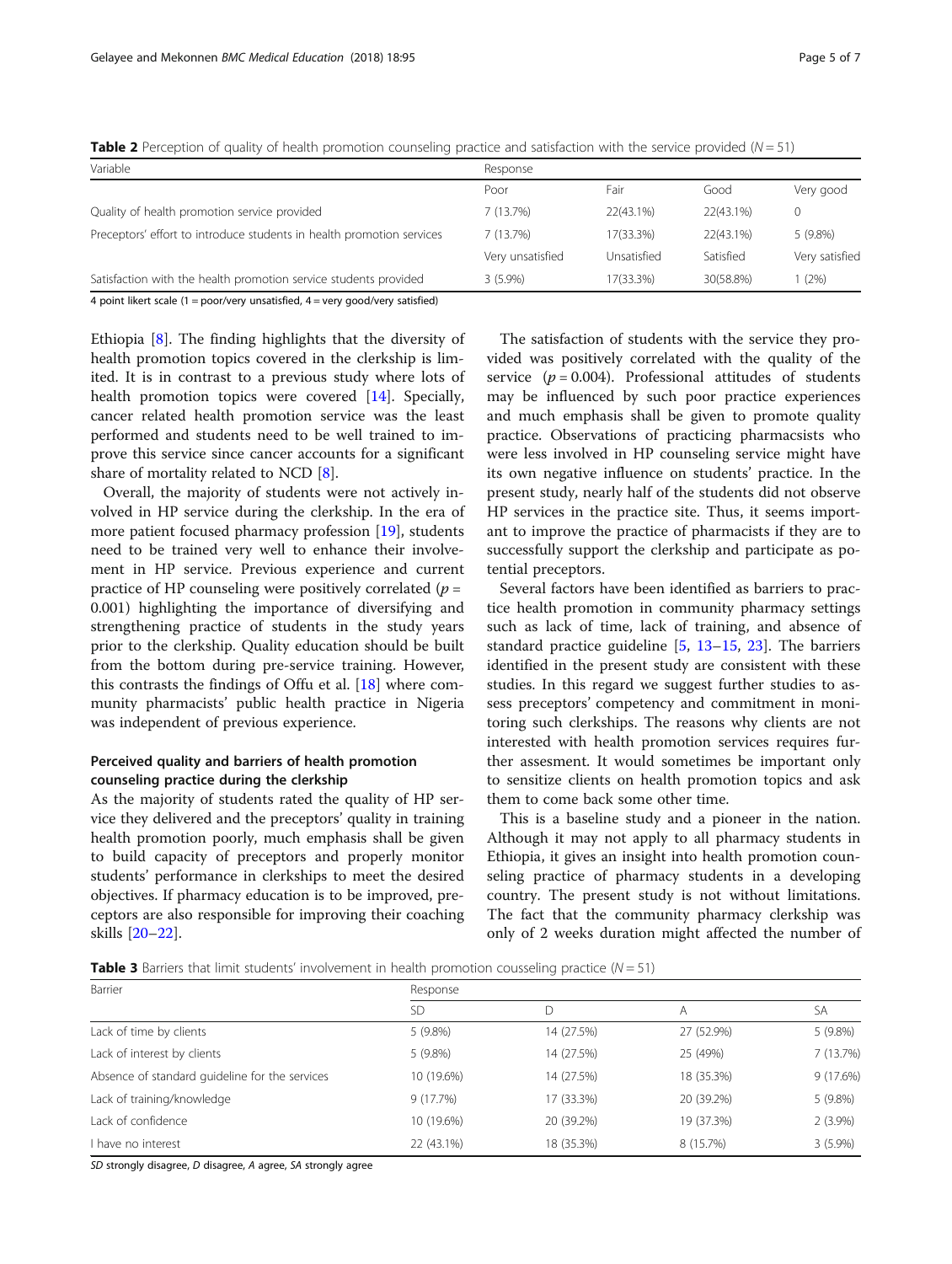**Table 2** Perception of quality of health promotion counseling practice and satisfaction with the service provided ($N = 51$)

| Variable | Response | | | |
|---|---|---|---|---|
| | Poor | Fair | Good | Very good |
| Quality of health promotion service provided | 7 (13.7%) | 22(43.1%) | 22(43.1%) | 0 |
| Preceptors' effort to introduce students in health promotion services | 7 (13.7%) | 17(33.3%) | 22(43.1%) | 5 (9.8%) |
| | Very unsatisfied | Unsatisfied | Satisfied | Very satisfied |
| Satisfaction with the health promotion service students provided | 3 (5.9%) | 17(33.3%) | 30(58.8%) | 1 (2%) |

4 point likert scale (1 = poor/very unsatisfied, 4 = very good/very satisfied)

Ethiopia [8]. The finding highlights that the diversity of health promotion topics covered in the clerkship is limited. It is in contrast to a previous study where lots of health promotion topics were covered [14]. Specially, cancer related health promotion service was the least performed and students need to be well trained to improve this service since cancer accounts for a significant share of mortality related to NCD [8].

Overall, the majority of students were not actively involved in HP service during the clerkship. In the era of more patient focused pharmacy profession [19], students need to be trained very well to enhance their involvement in HP service. Previous experience and current practice of HP counseling were positively correlated ($p = 0.001$) highlighting the importance of diversifying and strengthening practice of students in the study years prior to the clerkship. Quality education should be built from the bottom during pre-service training. However, this contrasts the findings of Offu et al. [18] where community pharmacists' public health practice in Nigeria was independent of previous experience.

### Perceived quality and barriers of health promotion counseling practice during the clerkship

As the majority of students rated the quality of HP service they delivered and the preceptors' quality in training health promotion poorly, much emphasis shall be given to build capacity of preceptors and properly monitor students' performance in clerkships to meet the desired objectives. If pharmacy education is to be improved, preceptors are also responsible for improving their coaching skills [20–22].

The satisfaction of students with the service they provided was positively correlated with the quality of the service ($p = 0.004$). Professional attitudes of students may be influenced by such poor practice experiences and much emphasis shall be given to promote quality practice. Observations of practicing pharmacsists who were less involved in HP counseling service might have its own negative influence on students' practice. In the present study, nearly half of the students did not observe HP services in the practice site. Thus, it seems important to improve the practice of pharmacists if they are to successfully support the clerkship and participate as potential preceptors.

Several factors have been identified as barriers to practice health promotion in community pharmacy settings such as lack of time, lack of training, and absence of standard practice guideline [5, 13–15, 23]. The barriers identified in the present study are consistent with these studies. In this regard we suggest further studies to assess preceptors' competency and commitment in monitoring such clerkships. The reasons why clients are not interested with health promotion services requires further assesment. It would sometimes be important only to sensitize clients on health promotion topics and ask them to come back some other time.

This is a baseline study and a pioneer in the nation. Although it may not apply to all pharmacy students in Ethiopia, it gives an insight into health promotion counseling practice of pharmacy students in a developing country. The present study is not without limitations. The fact that the community pharmacy clerkship was only of 2 weeks duration might affected the number of

**Table 3** Barriers that limit students' involvement in health promotion cousseling practice ($N = 51$)

| Barrier | Response | | | |
|---|---|---|---|---|
| | SD | D | A | SA |
| Lack of time by clients | 5 (9.8%) | 14 (27.5%) | 27 (52.9%) | 5 (9.8%) |
| Lack of interest by clients | 5 (9.8%) | 14 (27.5%) | 25 (49%) | 7 (13.7%) |
| Absence of standard guideline for the services | 10 (19.6%) | 14 (27.5%) | 18 (35.3%) | 9 (17.6%) |
| Lack of training/knowledge | 9 (17.7%) | 17 (33.3%) | 20 (39.2%) | 5 (9.8%) |
| Lack of confidence | 10 (19.6%) | 20 (39.2%) | 19 (37.3%) | 2 (3.9%) |
| I have no interest | 22 (43.1%) | 18 (35.3%) | 8 (15.7%) | 3 (5.9%) |

*SD* strongly disagree, *D* disagree, *A* agree, *SA* strongly agree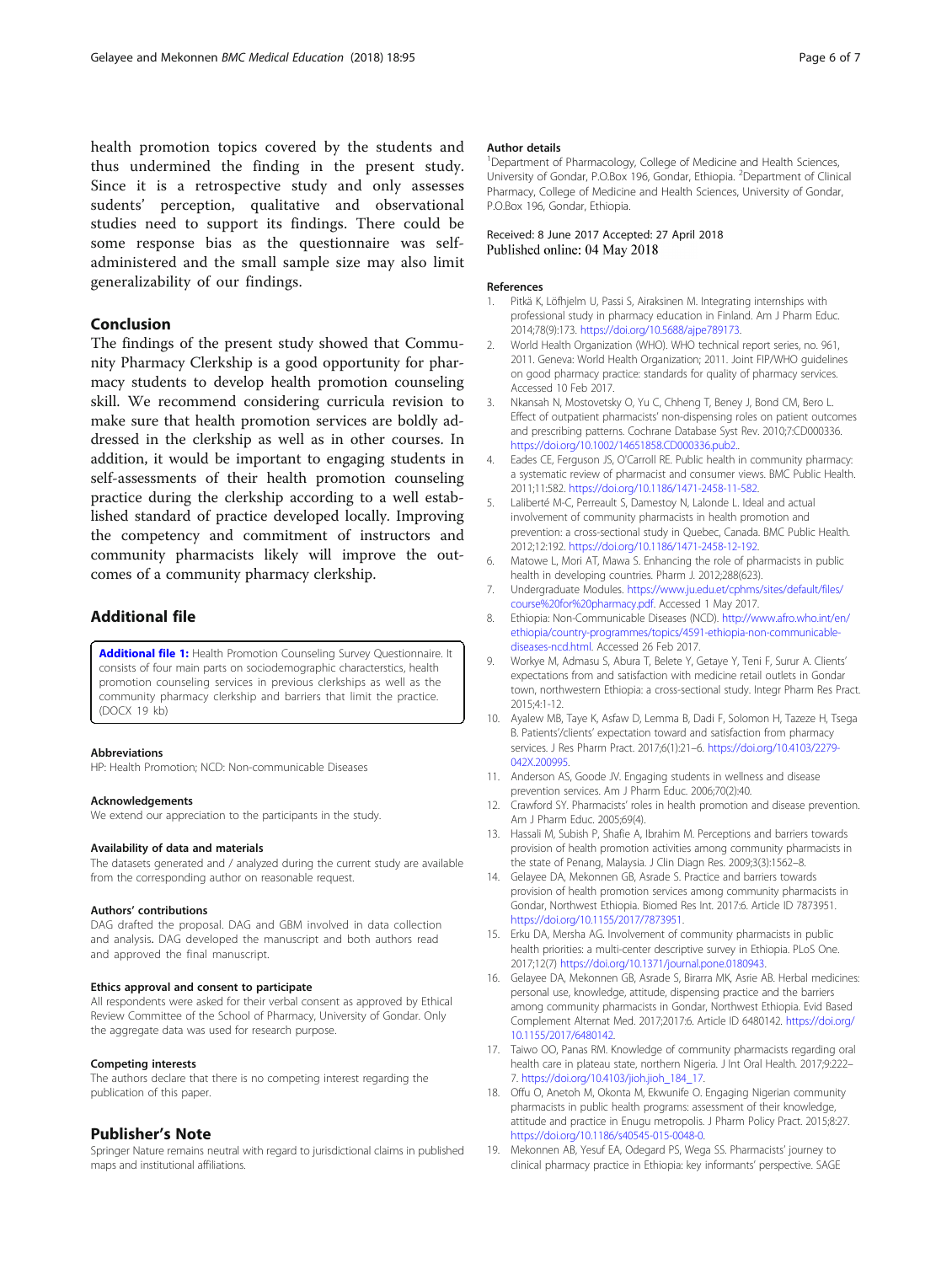health promotion topics covered by the students and thus undermined the finding in the present study. Since it is a retrospective study and only assesses sudents' perception, qualitative and observational studies need to support its findings. There could be some response bias as the questionnaire was self-administered and the small sample size may also limit generalizability of our findings.

## Conclusion

The findings of the present study showed that Community Pharmacy Clerkship is a good opportunity for pharmacy students to develop health promotion counseling skill. We recommend considering curricula revision to make sure that health promotion services are boldly addressed in the clerkship as well as in other courses. In addition, it would be important to engaging students in self-assessments of their health promotion counseling practice during the clerkship according to a well established standard of practice developed locally. Improving the competency and commitment of instructors and community pharmacists likely will improve the outcomes of a community pharmacy clerkship.

## Additional file

**Additional file 1:** Health Promotion Counseling Survey Questionnaire. It consists of four main parts on sociodemographic characterstics, health promotion counseling services in previous clerkships as well as the community pharmacy clerkship and barriers that limit the practice. (DOCX 19 kb)

#### Abbreviations

HP: Health Promotion; NCD: Non-communicable Diseases

#### Acknowledgements

We extend our appreciation to the participants in the study.

#### Availability of data and materials

The datasets generated and / analyzed during the current study are available from the corresponding author on reasonable request.

#### Authors' contributions

DAG drafted the proposal. DAG and GBM involved in data collection and analysis. DAG developed the manuscript and both authors read and approved the final manuscript.

#### Ethics approval and consent to participate

All respondents were asked for their verbal consent as approved by Ethical Review Committee of the School of Pharmacy, University of Gondar. Only the aggregate data was used for research purpose.

#### Competing interests

The authors declare that there is no competing interest regarding the publication of this paper.

## Publisher's Note

Springer Nature remains neutral with regard to jurisdictional claims in published maps and institutional affiliations.

#### Author details

[1]Department of Pharmacology, College of Medicine and Health Sciences, University of Gondar, P.O.Box 196, Gondar, Ethiopia. [2]Department of Clinical Pharmacy, College of Medicine and Health Sciences, University of Gondar, P.O.Box 196, Gondar, Ethiopia.

Received: 8 June 2017 Accepted: 27 April 2018
Published online: 04 May 2018

#### References

1. Pitkä K, Löfhjelm U, Passi S, Airaksinen M. Integrating internships with professional study in pharmacy education in Finland. Am J Pharm Educ. 2014;78(9):173. https://doi.org/10.5688/ajpe789173.
2. World Health Organization (WHO). WHO technical report series, no. 961, 2011. Geneva: World Health Organization; 2011. Joint FIP/WHO guidelines on good pharmacy practice: standards for quality of pharmacy services. Accessed 10 Feb 2017.
3. Nkansah N, Mostovetsky O, Yu C, Chheng T, Beney J, Bond CM, Bero L. Effect of outpatient pharmacists' non-dispensing roles on patient outcomes and prescribing patterns. Cochrane Database Syst Rev. 2010;7:CD000336. https://doi.org/10.1002/14651858.CD000336.pub2..
4. Eades CE, Ferguson JS, O'Carroll RE. Public health in community pharmacy: a systematic review of pharmacist and consumer views. BMC Public Health. 2011;11:582. https://doi.org/10.1186/1471-2458-11-582.
5. Laliberté M-C, Perreault S, Damestoy N, Lalonde L. Ideal and actual involvement of community pharmacists in health promotion and prevention: a cross-sectional study in Quebec, Canada. BMC Public Health. 2012;12:192. https://doi.org/10.1186/1471-2458-12-192.
6. Matowe L, Mori AT, Mawa S. Enhancing the role of pharmacists in public health in developing countries. Pharm J. 2012;288(623).
7. Undergraduate Modules. https://www.ju.edu.et/cphms/sites/default/files/course%20for%20pharmacy.pdf. Accessed 1 May 2017.
8. Ethiopia: Non-Communicable Diseases (NCD). http://www.afro.who.int/en/ethiopia/country-programmes/topics/4591-ethiopia-non-communicable-diseases-ncd.html. Accessed 26 Feb 2017.
9. Workye M, Admasu S, Abura T, Belete Y, Getaye Y, Teni F, Surur A. Clients' expectations from and satisfaction with medicine retail outlets in Gondar town, northwestern Ethiopia: a cross-sectional study. Integr Pharm Res Pract. 2015;4:1-12.
10. Ayalew MB, Taye K, Asfaw D, Lemma B, Dadi F, Solomon H, Tazeze H, Tsega B. Patients'/clients' expectation toward and satisfaction from pharmacy services. J Res Pharm Pract. 2017;6(1):21–6. https://doi.org/10.4103/2279-042X.200995.
11. Anderson AS, Goode JV. Engaging students in wellness and disease prevention services. Am J Pharm Educ. 2006;70(2):40.
12. Crawford SY. Pharmacists' roles in health promotion and disease prevention. Am J Pharm Educ. 2005;69(4).
13. Hassali M, Subish P, Shafie A, Ibrahim M. Perceptions and barriers towards provision of health promotion activities among community pharmacists in the state of Penang, Malaysia. J Clin Diagn Res. 2009;3(3):1562–8.
14. Gelayee DA, Mekonnen GB, Asrade S. Practice and barriers towards provision of health promotion services among community pharmacists in Gondar, Northwest Ethiopia. Biomed Res Int. 2017:6. Article ID 7873951. https://doi.org/10.1155/2017/7873951.
15. Erku DA, Mersha AG. Involvement of community pharmacists in public health priorities: a multi-center descriptive survey in Ethiopia. PLoS One. 2017;12(7) https://doi.org/10.1371/journal.pone.0180943.
16. Gelayee DA, Mekonnen GB, Asrade S, Birarra MK, Asrie AB. Herbal medicines: personal use, knowledge, attitude, dispensing practice and the barriers among community pharmacists in Gondar, Northwest Ethiopia. Evid Based Complement Alternat Med. 2017;2017:6. Article ID 6480142. https://doi.org/10.1155/2017/6480142.
17. Taiwo OO, Panas RM. Knowledge of community pharmacists regarding oral health care in plateau state, northern Nigeria. J Int Oral Health. 2017;9:222–7. https://doi.org/10.4103/jioh.jioh_184_17.
18. Offu O, Anetoh M, Okonta M, Ekwunife O. Engaging Nigerian community pharmacists in public health programs: assessment of their knowledge, attitude and practice in Enugu metropolis. J Pharm Policy Pract. 2015;8:27. https://doi.org/10.1186/s40545-015-0048-0.
19. Mekonnen AB, Yesuf EA, Odegard PS, Wega SS. Pharmacists' journey to clinical pharmacy practice in Ethiopia: key informants' perspective. SAGE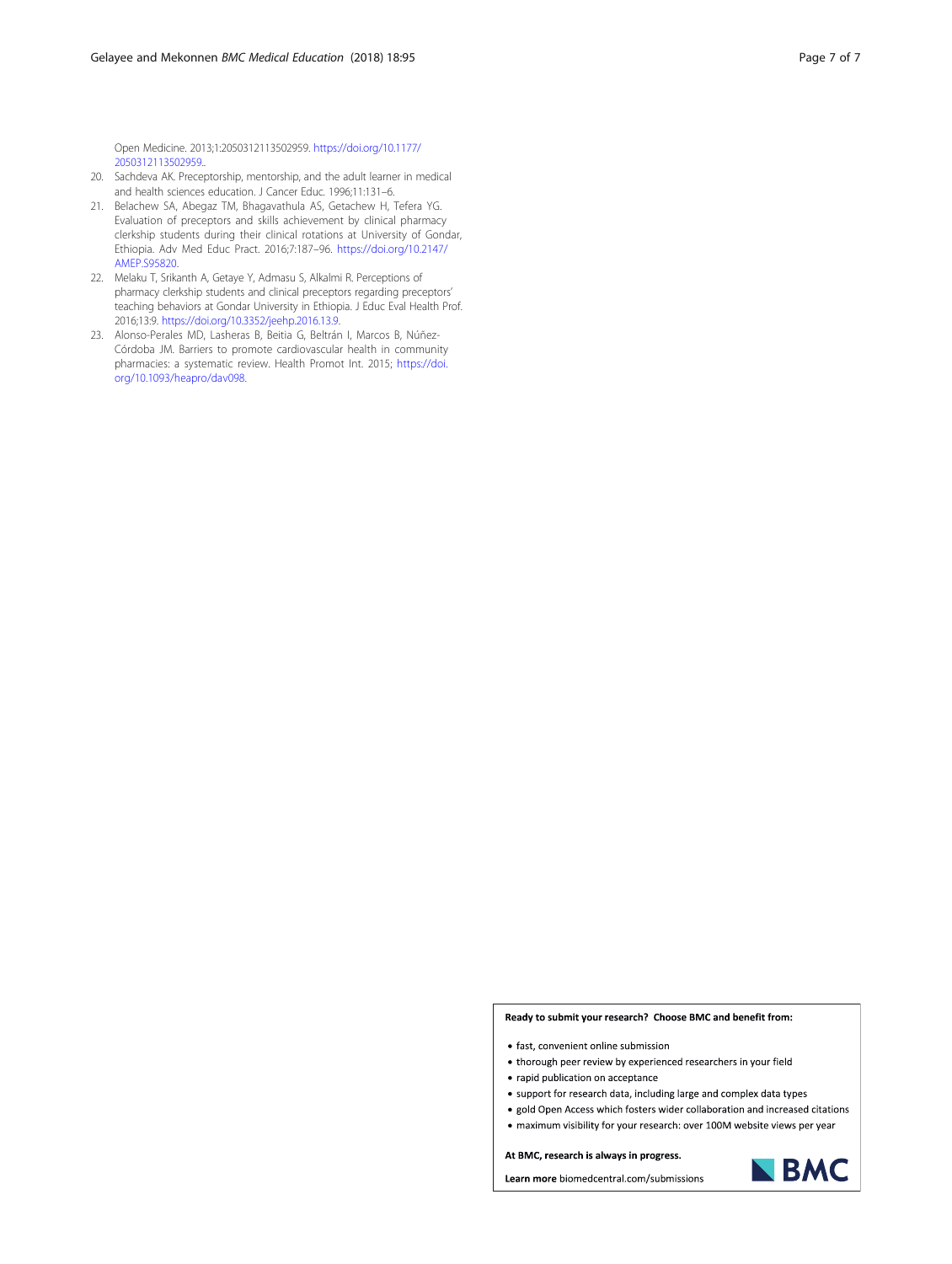Open Medicine. 2013;1:2050312113502959. https://doi.org/10.1177/2050312113502959..

20. Sachdeva AK. Preceptorship, mentorship, and the adult learner in medical and health sciences education. J Cancer Educ. 1996;11:131–6.
21. Belachew SA, Abegaz TM, Bhagavathula AS, Getachew H, Tefera YG. Evaluation of preceptors and skills achievement by clinical pharmacy clerkship students during their clinical rotations at University of Gondar, Ethiopia. Adv Med Educ Pract. 2016;7:187–96. https://doi.org/10.2147/AMEP.S95820.
22. Melaku T, Srikanth A, Getaye Y, Admasu S, Alkalmi R. Perceptions of pharmacy clerkship students and clinical preceptors regarding preceptors' teaching behaviors at Gondar University in Ethiopia. J Educ Eval Health Prof. 2016;13:9. https://doi.org/10.3352/jeehp.2016.13.9.
23. Alonso-Perales MD, Lasheras B, Beitia G, Beltrán I, Marcos B, Núñez-Córdoba JM. Barriers to promote cardiovascular health in community pharmacies: a systematic review. Health Promot Int. 2015; https://doi.org/10.1093/heapro/dav098.

**Ready to submit your research? Choose BMC and benefit from:**

- fast, convenient online submission
- thorough peer review by experienced researchers in your field
- rapid publication on acceptance
- support for research data, including large and complex data types
- gold Open Access which fosters wider collaboration and increased citations
- maximum visibility for your research: over 100M website views per year

**At BMC, research is always in progress.**

**Learn more** biomedcentral.com/submissions

BMC